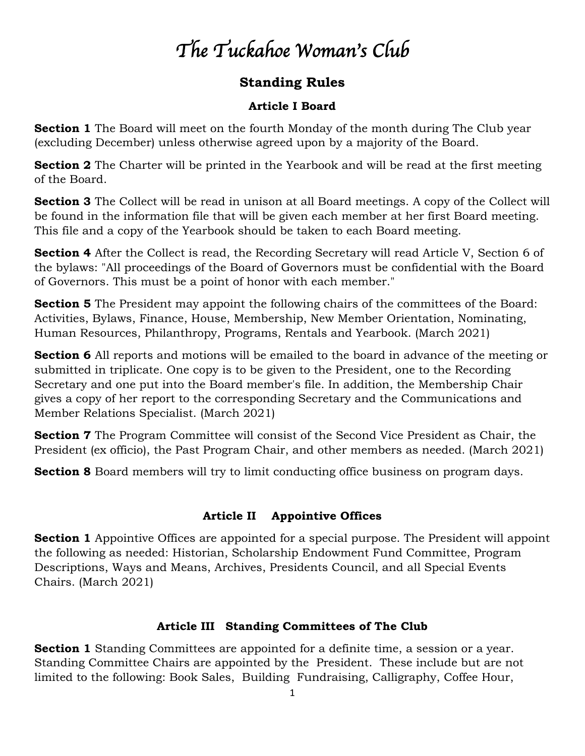# *The Tuckahoe Woman's Club*

## Standing Rules

### Article I Board

**Section 1** The Board will meet on the fourth Monday of the month during The Club year (excluding December) unless otherwise agreed upon by a majority of the Board.

**Section 2** The Charter will be printed in the Yearbook and will be read at the first meeting of the Board.

**Section 3** The Collect will be read in unison at all Board meetings. A copy of the Collect will be found in the information file that will be given each member at her first Board meeting. This file and a copy of the Yearbook should be taken to each Board meeting.

**Section 4** After the Collect is read, the Recording Secretary will read Article V, Section 6 of the bylaws: "All proceedings of the Board of Governors must be confidential with the Board of Governors. This must be a point of honor with each member."

**Section 5** The President may appoint the following chairs of the committees of the Board: Activities, Bylaws, Finance, House, Membership, New Member Orientation, Nominating, Human Resources, Philanthropy, Programs, Rentals and Yearbook. (March 2021)

**Section 6** All reports and motions will be emailed to the board in advance of the meeting or submitted in triplicate. One copy is to be given to the President, one to the Recording Secretary and one put into the Board member's file. In addition, the Membership Chair gives a copy of her report to the corresponding Secretary and the Communications and Member Relations Specialist. (March 2021)

**Section 7** The Program Committee will consist of the Second Vice President as Chair, the President (ex officio), the Past Program Chair, and other members as needed. (March 2021)

**Section 8** Board members will try to limit conducting office business on program days.

### Article II Appointive Offices

**Section 1** Appointive Offices are appointed for a special purpose. The President will appoint the following as needed: Historian, Scholarship Endowment Fund Committee, Program Descriptions, Ways and Means, Archives, Presidents Council, and all Special Events Chairs. (March 2021)

### Article III Standing Committees of The Club

**Section 1** Standing Committees are appointed for a definite time, a session or a year. Standing Committee Chairs are appointed by the President. These include but are not limited to the following: Book Sales, Building Fundraising, Calligraphy, Coffee Hour,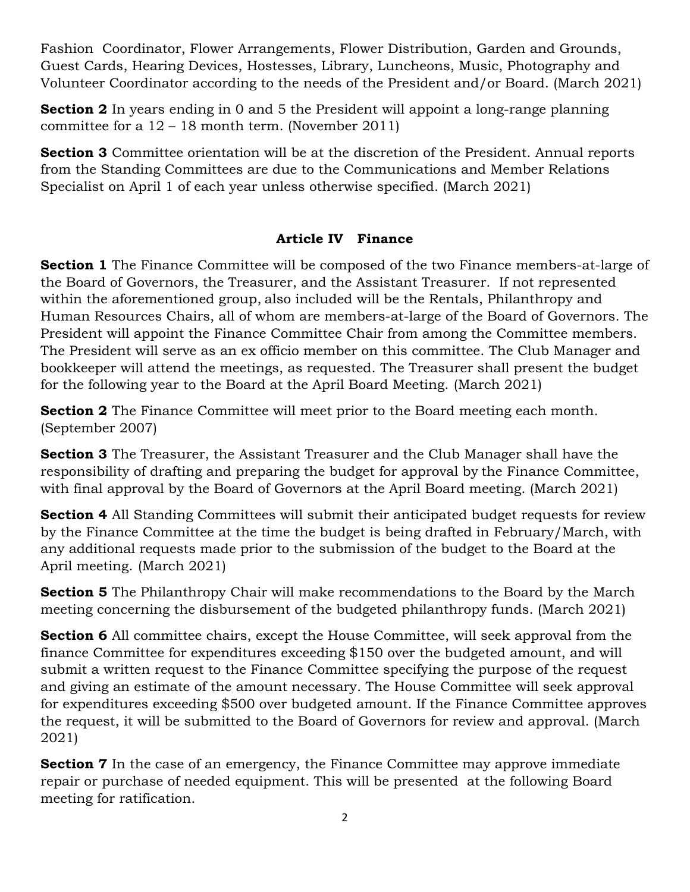Fashion Coordinator, Flower Arrangements, Flower Distribution, Garden and Grounds, Guest Cards, Hearing Devices, Hostesses, Library, Luncheons, Music, Photography and Volunteer Coordinator according to the needs of the President and/or Board. (March 2021)

**Section 2** In years ending in 0 and 5 the President will appoint a long-range planning committee for a 12 – 18 month term. (November 2011)

**Section 3** Committee orientation will be at the discretion of the President. Annual reports from the Standing Committees are due to the Communications and Member Relations Specialist on April 1 of each year unless otherwise specified. (March 2021)

## Article IV Finance

**Section 1** The Finance Committee will be composed of the two Finance members-at-large of the Board of Governors, the Treasurer, and the Assistant Treasurer. If not represented within the aforementioned group, also included will be the Rentals, Philanthropy and Human Resources Chairs, all of whom are members-at-large of the Board of Governors. The President will appoint the Finance Committee Chair from among the Committee members. The President will serve as an ex officio member on this committee. The Club Manager and bookkeeper will attend the meetings, as requested. The Treasurer shall present the budget for the following year to the Board at the April Board Meeting. (March 2021)

**Section 2** The Finance Committee will meet prior to the Board meeting each month. (September 2007)

**Section 3** The Treasurer, the Assistant Treasurer and the Club Manager shall have the responsibility of drafting and preparing the budget for approval by the Finance Committee, with final approval by the Board of Governors at the April Board meeting. (March 2021)

**Section 4** All Standing Committees will submit their anticipated budget requests for review by the Finance Committee at the time the budget is being drafted in February/March, with any additional requests made prior to the submission of the budget to the Board at the April meeting. (March 2021)

**Section 5** The Philanthropy Chair will make recommendations to the Board by the March meeting concerning the disbursement of the budgeted philanthropy funds. (March 2021)

**Section 6** All committee chairs, except the House Committee, will seek approval from the finance Committee for expenditures exceeding $150 over the budgeted amount, and will submit a written request to the Finance Committee specifying the purpose of the request and giving an estimate of the amount necessary. The House Committee will seek approval for expenditures exceeding $500 over budgeted amount. If the Finance Committee approves the request, it will be submitted to the Board of Governors for review and approval. (March 2021)

**Section 7** In the case of an emergency, the Finance Committee may approve immediate repair or purchase of needed equipment. This will be presented at the following Board meeting for ratification.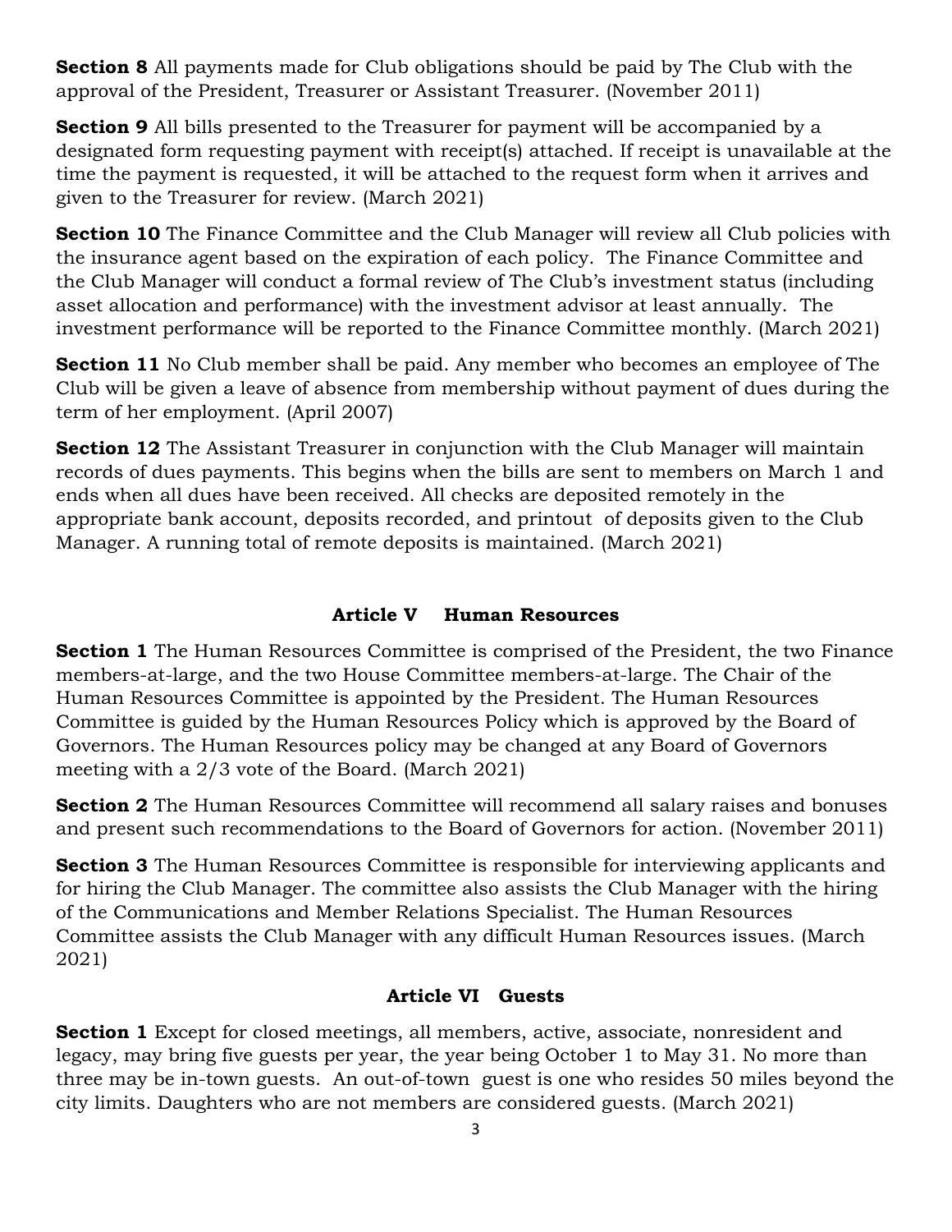**Section 8** All payments made for Club obligations should be paid by The Club with the approval of the President, Treasurer or Assistant Treasurer. (November 2011)

**Section 9** All bills presented to the Treasurer for payment will be accompanied by a designated form requesting payment with receipt(s) attached. If receipt is unavailable at the time the payment is requested, it will be attached to the request form when it arrives and given to the Treasurer for review. (March 2021)

**Section 10** The Finance Committee and the Club Manager will review all Club policies with the insurance agent based on the expiration of each policy. The Finance Committee and the Club Manager will conduct a formal review of The Club's investment status (including asset allocation and performance) with the investment advisor at least annually. The investment performance will be reported to the Finance Committee monthly. (March 2021)

**Section 11** No Club member shall be paid. Any member who becomes an employee of The Club will be given a leave of absence from membership without payment of dues during the term of her employment. (April 2007)

**Section 12** The Assistant Treasurer in conjunction with the Club Manager will maintain records of dues payments. This begins when the bills are sent to members on March 1 and ends when all dues have been received. All checks are deposited remotely in the appropriate bank account, deposits recorded, and printout of deposits given to the Club Manager. A running total of remote deposits is maintained. (March 2021)

## Article V Human Resources

**Section 1** The Human Resources Committee is comprised of the President, the two Finance members-at-large, and the two House Committee members-at-large. The Chair of the Human Resources Committee is appointed by the President. The Human Resources Committee is guided by the Human Resources Policy which is approved by the Board of Governors. The Human Resources policy may be changed at any Board of Governors meeting with a 2/3 vote of the Board. (March 2021)

**Section 2** The Human Resources Committee will recommend all salary raises and bonuses and present such recommendations to the Board of Governors for action. (November 2011)

**Section 3** The Human Resources Committee is responsible for interviewing applicants and for hiring the Club Manager. The committee also assists the Club Manager with the hiring of the Communications and Member Relations Specialist. The Human Resources Committee assists the Club Manager with any difficult Human Resources issues. (March 2021)

## Article VI Guests

**Section 1** Except for closed meetings, all members, active, associate, nonresident and legacy, may bring five guests per year, the year being October 1 to May 31. No more than three may be in-town guests. An out-of-town guest is one who resides 50 miles beyond the city limits. Daughters who are not members are considered guests. (March 2021)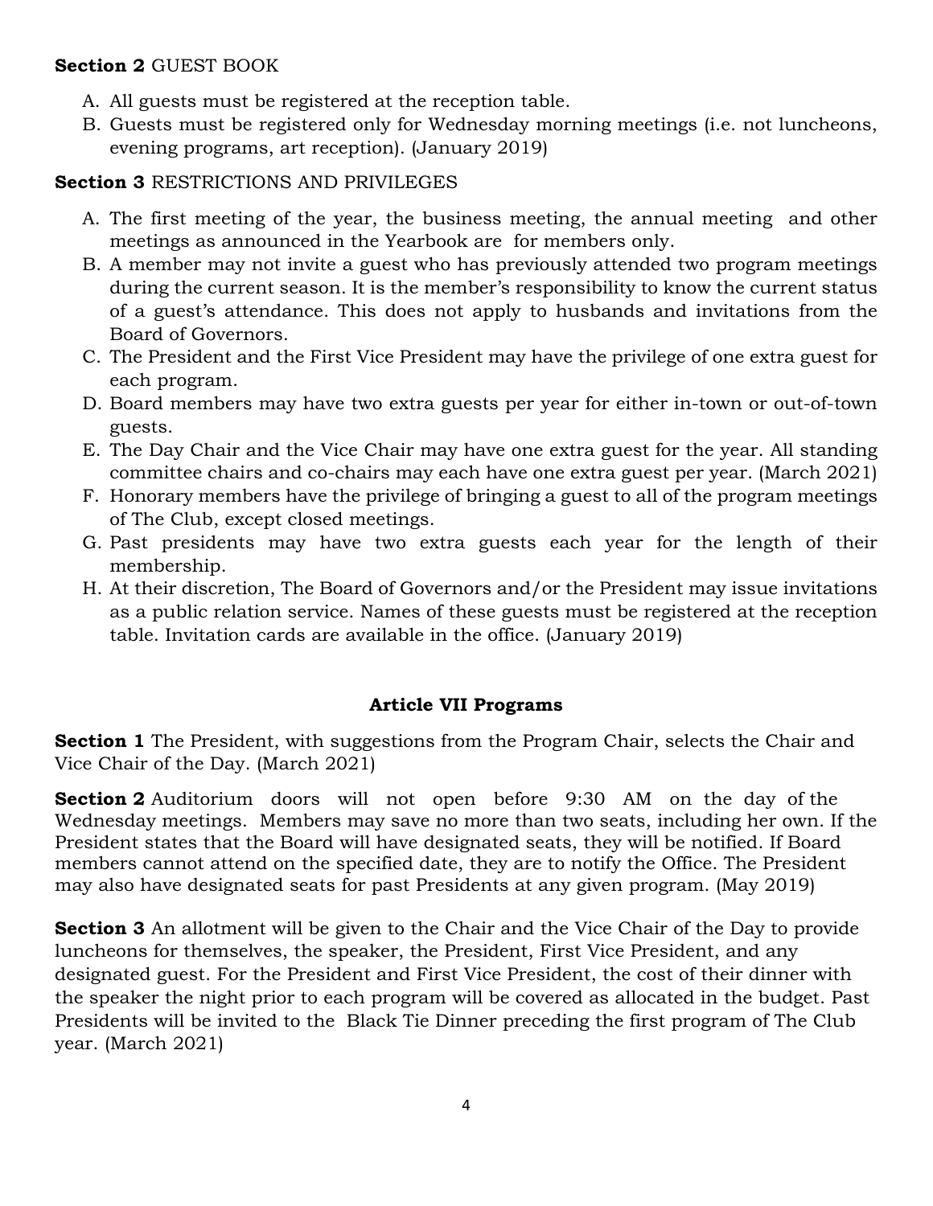**Section 2** GUEST BOOK

A. All guests must be registered at the reception table.
B. Guests must be registered only for Wednesday morning meetings (i.e. not luncheons, evening programs, art reception). (January 2019)

**Section 3** RESTRICTIONS AND PRIVILEGES

A. The first meeting of the year, the business meeting, the annual meeting and other meetings as announced in the Yearbook are for members only.
B. A member may not invite a guest who has previously attended two program meetings during the current season. It is the member's responsibility to know the current status of a guest's attendance. This does not apply to husbands and invitations from the Board of Governors.
C. The President and the First Vice President may have the privilege of one extra guest for each program.
D. Board members may have two extra guests per year for either in-town or out-of-town guests.
E. The Day Chair and the Vice Chair may have one extra guest for the year. All standing committee chairs and co-chairs may each have one extra guest per year. (March 2021)
F. Honorary members have the privilege of bringing a guest to all of the program meetings of The Club, except closed meetings.
G. Past presidents may have two extra guests each year for the length of their membership.
H. At their discretion, The Board of Governors and/or the President may issue invitations as a public relation service. Names of these guests must be registered at the reception table. Invitation cards are available in the office. (January 2019)

## Article VII Programs

**Section 1** The President, with suggestions from the Program Chair, selects the Chair and Vice Chair of the Day. (March 2021)

**Section 2** Auditorium doors will not open before 9:30 AM on the day of the Wednesday meetings. Members may save no more than two seats, including her own. If the President states that the Board will have designated seats, they will be notified. If Board members cannot attend on the specified date, they are to notify the Office. The President may also have designated seats for past Presidents at any given program. (May 2019)

**Section 3** An allotment will be given to the Chair and the Vice Chair of the Day to provide luncheons for themselves, the speaker, the President, First Vice President, and any designated guest. For the President and First Vice President, the cost of their dinner with the speaker the night prior to each program will be covered as allocated in the budget. Past Presidents will be invited to the Black Tie Dinner preceding the first program of The Club year. (March 2021)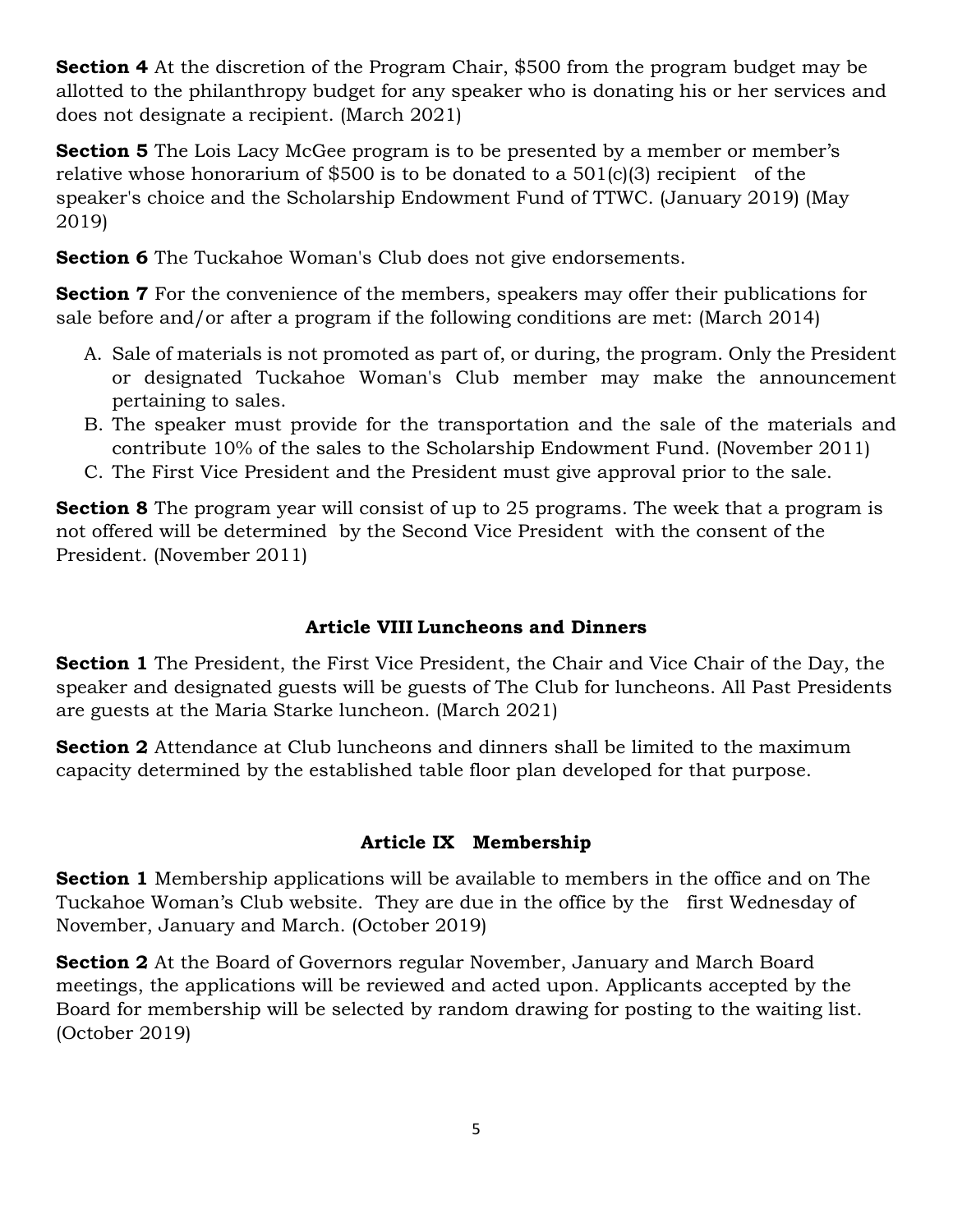**Section 4** At the discretion of the Program Chair, $500 from the program budget may be allotted to the philanthropy budget for any speaker who is donating his or her services and does not designate a recipient. (March 2021)

**Section 5** The Lois Lacy McGee program is to be presented by a member or member's relative whose honorarium of $500 is to be donated to a 501(c)(3) recipient of the speaker's choice and the Scholarship Endowment Fund of TTWC. (January 2019) (May 2019)

**Section 6** The Tuckahoe Woman's Club does not give endorsements.

**Section 7** For the convenience of the members, speakers may offer their publications for sale before and/or after a program if the following conditions are met: (March 2014)

A. Sale of materials is not promoted as part of, or during, the program. Only the President or designated Tuckahoe Woman's Club member may make the announcement pertaining to sales.
B. The speaker must provide for the transportation and the sale of the materials and contribute 10% of the sales to the Scholarship Endowment Fund. (November 2011)
C. The First Vice President and the President must give approval prior to the sale.

**Section 8** The program year will consist of up to 25 programs. The week that a program is not offered will be determined by the Second Vice President with the consent of the President. (November 2011)

## Article VIII Luncheons and Dinners

**Section 1** The President, the First Vice President, the Chair and Vice Chair of the Day, the speaker and designated guests will be guests of The Club for luncheons. All Past Presidents are guests at the Maria Starke luncheon. (March 2021)

**Section 2** Attendance at Club luncheons and dinners shall be limited to the maximum capacity determined by the established table floor plan developed for that purpose.

## Article IX Membership

**Section 1** Membership applications will be available to members in the office and on The Tuckahoe Woman's Club website. They are due in the office by the first Wednesday of November, January and March. (October 2019)

**Section 2** At the Board of Governors regular November, January and March Board meetings, the applications will be reviewed and acted upon. Applicants accepted by the Board for membership will be selected by random drawing for posting to the waiting list. (October 2019)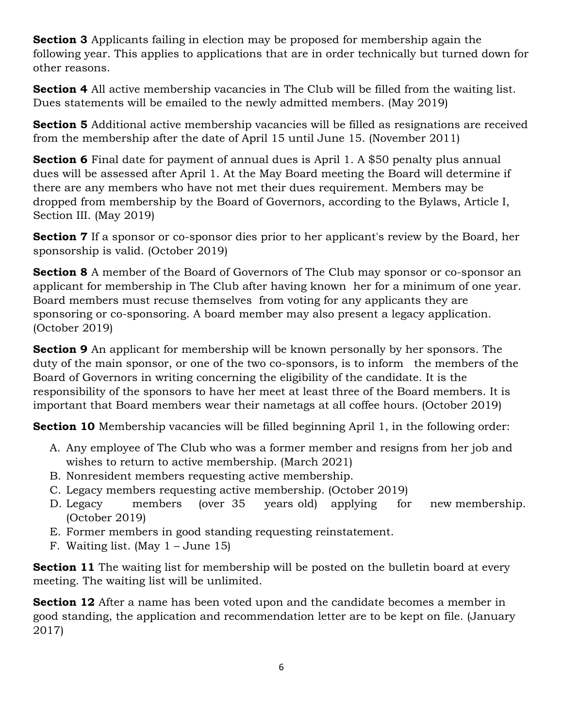**Section 3** Applicants failing in election may be proposed for membership again the following year. This applies to applications that are in order technically but turned down for other reasons.

**Section 4** All active membership vacancies in The Club will be filled from the waiting list. Dues statements will be emailed to the newly admitted members. (May 2019)

**Section 5** Additional active membership vacancies will be filled as resignations are received from the membership after the date of April 15 until June 15. (November 2011)

**Section 6** Final date for payment of annual dues is April 1. A $50 penalty plus annual dues will be assessed after April 1. At the May Board meeting the Board will determine if there are any members who have not met their dues requirement. Members may be dropped from membership by the Board of Governors, according to the Bylaws, Article I, Section III. (May 2019)

**Section 7** If a sponsor or co-sponsor dies prior to her applicant's review by the Board, her sponsorship is valid. (October 2019)

**Section 8** A member of the Board of Governors of The Club may sponsor or co-sponsor an applicant for membership in The Club after having known her for a minimum of one year. Board members must recuse themselves from voting for any applicants they are sponsoring or co-sponsoring. A board member may also present a legacy application. (October 2019)

**Section 9** An applicant for membership will be known personally by her sponsors. The duty of the main sponsor, or one of the two co-sponsors, is to inform the members of the Board of Governors in writing concerning the eligibility of the candidate. It is the responsibility of the sponsors to have her meet at least three of the Board members. It is important that Board members wear their nametags at all coffee hours. (October 2019)

**Section 10** Membership vacancies will be filled beginning April 1, in the following order:

A. Any employee of The Club who was a former member and resigns from her job and wishes to return to active membership. (March 2021)
B. Nonresident members requesting active membership.
C. Legacy members requesting active membership. (October 2019)
D. Legacy members (over 35 years old) applying for new membership. (October 2019)
E. Former members in good standing requesting reinstatement.
F. Waiting list. (May 1 – June 15)

**Section 11** The waiting list for membership will be posted on the bulletin board at every meeting. The waiting list will be unlimited.

**Section 12** After a name has been voted upon and the candidate becomes a member in good standing, the application and recommendation letter are to be kept on file. (January 2017)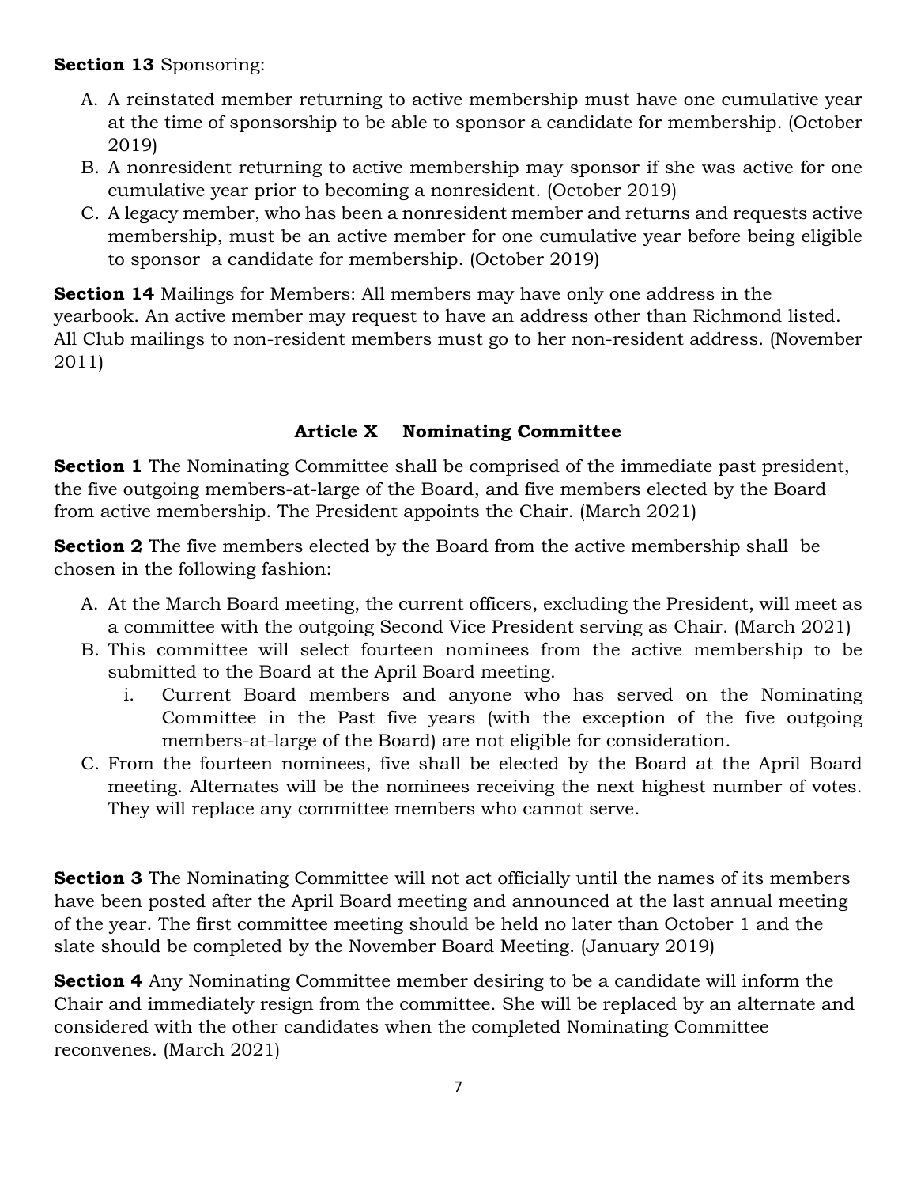**Section 13** Sponsoring:

A. A reinstated member returning to active membership must have one cumulative year at the time of sponsorship to be able to sponsor a candidate for membership. (October 2019)
B. A nonresident returning to active membership may sponsor if she was active for one cumulative year prior to becoming a nonresident. (October 2019)
C. A legacy member, who has been a nonresident member and returns and requests active membership, must be an active member for one cumulative year before being eligible to sponsor a candidate for membership. (October 2019)

**Section 14** Mailings for Members: All members may have only one address in the yearbook. An active member may request to have an address other than Richmond listed. All Club mailings to non-resident members must go to her non-resident address. (November 2011)

## Article X Nominating Committee

**Section 1** The Nominating Committee shall be comprised of the immediate past president, the five outgoing members-at-large of the Board, and five members elected by the Board from active membership. The President appoints the Chair. (March 2021)

**Section 2** The five members elected by the Board from the active membership shall be chosen in the following fashion:

A. At the March Board meeting, the current officers, excluding the President, will meet as a committee with the outgoing Second Vice President serving as Chair. (March 2021)
B. This committee will select fourteen nominees from the active membership to be submitted to the Board at the April Board meeting.
    i. Current Board members and anyone who has served on the Nominating Committee in the Past five years (with the exception of the five outgoing members-at-large of the Board) are not eligible for consideration.
C. From the fourteen nominees, five shall be elected by the Board at the April Board meeting. Alternates will be the nominees receiving the next highest number of votes. They will replace any committee members who cannot serve.

**Section 3** The Nominating Committee will not act officially until the names of its members have been posted after the April Board meeting and announced at the last annual meeting of the year. The first committee meeting should be held no later than October 1 and the slate should be completed by the November Board Meeting. (January 2019)

**Section 4** Any Nominating Committee member desiring to be a candidate will inform the Chair and immediately resign from the committee. She will be replaced by an alternate and considered with the other candidates when the completed Nominating Committee reconvenes. (March 2021)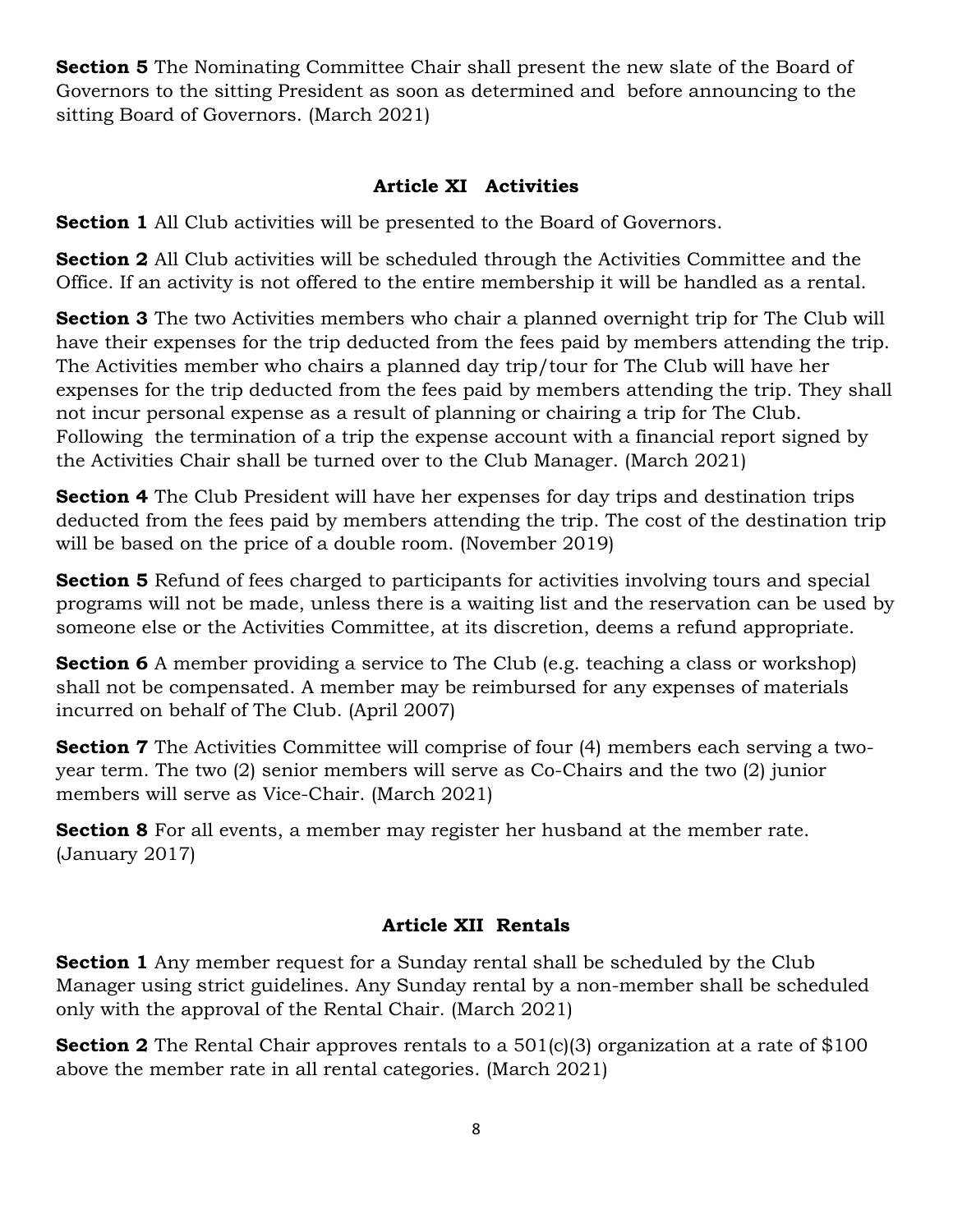**Section 5** The Nominating Committee Chair shall present the new slate of the Board of Governors to the sitting President as soon as determined and before announcing to the sitting Board of Governors. (March 2021)

## Article XI Activities

**Section 1** All Club activities will be presented to the Board of Governors.

**Section 2** All Club activities will be scheduled through the Activities Committee and the Office. If an activity is not offered to the entire membership it will be handled as a rental.

**Section 3** The two Activities members who chair a planned overnight trip for The Club will have their expenses for the trip deducted from the fees paid by members attending the trip. The Activities member who chairs a planned day trip/tour for The Club will have her expenses for the trip deducted from the fees paid by members attending the trip. They shall not incur personal expense as a result of planning or chairing a trip for The Club. Following the termination of a trip the expense account with a financial report signed by the Activities Chair shall be turned over to the Club Manager. (March 2021)

**Section 4** The Club President will have her expenses for day trips and destination trips deducted from the fees paid by members attending the trip. The cost of the destination trip will be based on the price of a double room. (November 2019)

**Section 5** Refund of fees charged to participants for activities involving tours and special programs will not be made, unless there is a waiting list and the reservation can be used by someone else or the Activities Committee, at its discretion, deems a refund appropriate.

**Section 6** A member providing a service to The Club (e.g. teaching a class or workshop) shall not be compensated. A member may be reimbursed for any expenses of materials incurred on behalf of The Club. (April 2007)

**Section 7** The Activities Committee will comprise of four (4) members each serving a two-year term. The two (2) senior members will serve as Co-Chairs and the two (2) junior members will serve as Vice-Chair. (March 2021)

**Section 8** For all events, a member may register her husband at the member rate. (January 2017)

## Article XII Rentals

**Section 1** Any member request for a Sunday rental shall be scheduled by the Club Manager using strict guidelines. Any Sunday rental by a non-member shall be scheduled only with the approval of the Rental Chair. (March 2021)

**Section 2** The Rental Chair approves rentals to a 501(c)(3) organization at a rate of $100 above the member rate in all rental categories. (March 2021)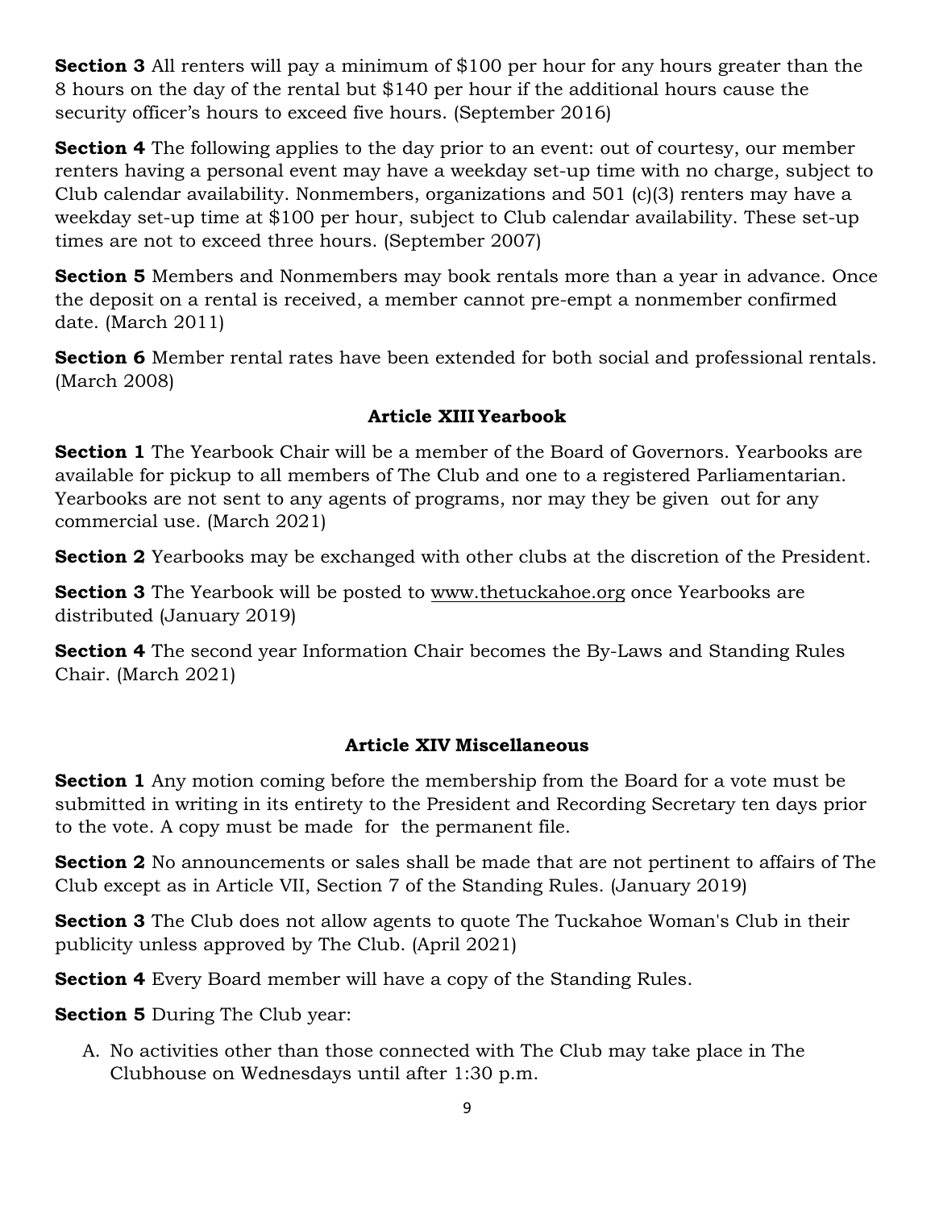**Section 3** All renters will pay a minimum of $100 per hour for any hours greater than the 8 hours on the day of the rental but $140 per hour if the additional hours cause the security officer's hours to exceed five hours. (September 2016)

**Section 4** The following applies to the day prior to an event: out of courtesy, our member renters having a personal event may have a weekday set-up time with no charge, subject to Club calendar availability. Nonmembers, organizations and 501 (c)(3) renters may have a weekday set-up time at $100 per hour, subject to Club calendar availability. These set-up times are not to exceed three hours. (September 2007)

**Section 5** Members and Nonmembers may book rentals more than a year in advance. Once the deposit on a rental is received, a member cannot pre-empt a nonmember confirmed date. (March 2011)

**Section 6** Member rental rates have been extended for both social and professional rentals. (March 2008)

### Article XIII Yearbook

**Section 1** The Yearbook Chair will be a member of the Board of Governors. Yearbooks are available for pickup to all members of The Club and one to a registered Parliamentarian. Yearbooks are not sent to any agents of programs, nor may they be given out for any commercial use. (March 2021)

**Section 2** Yearbooks may be exchanged with other clubs at the discretion of the President.

**Section 3** The Yearbook will be posted to www.thetuckahoe.org once Yearbooks are distributed (January 2019)

**Section 4** The second year Information Chair becomes the By-Laws and Standing Rules Chair. (March 2021)

### Article XIV Miscellaneous

**Section 1** Any motion coming before the membership from the Board for a vote must be submitted in writing in its entirety to the President and Recording Secretary ten days prior to the vote. A copy must be made for the permanent file.

**Section 2** No announcements or sales shall be made that are not pertinent to affairs of The Club except as in Article VII, Section 7 of the Standing Rules. (January 2019)

**Section 3** The Club does not allow agents to quote The Tuckahoe Woman's Club in their publicity unless approved by The Club. (April 2021)

**Section 4** Every Board member will have a copy of the Standing Rules.

**Section 5** During The Club year:

A. No activities other than those connected with The Club may take place in The Clubhouse on Wednesdays until after 1:30 p.m.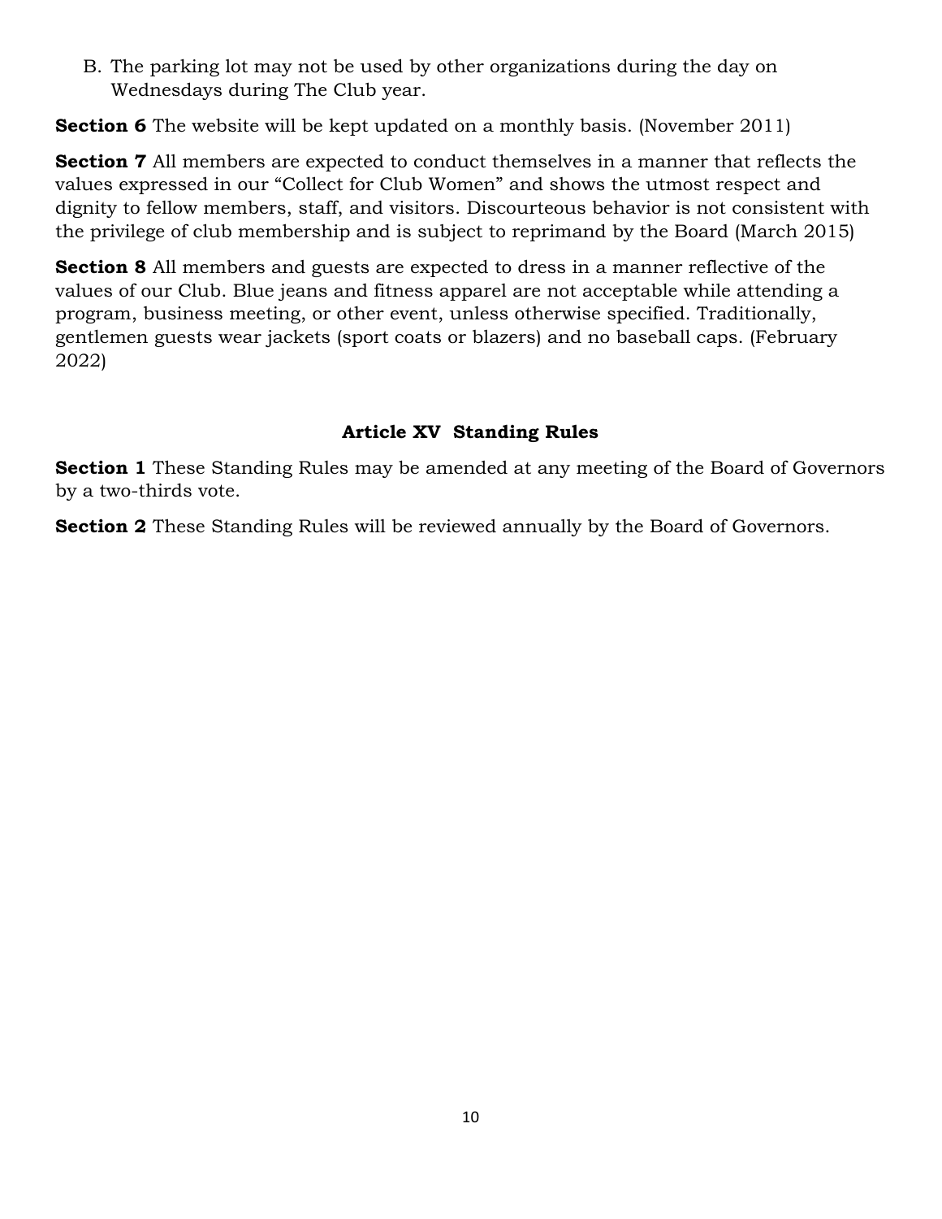B. The parking lot may not be used by other organizations during the day on Wednesdays during The Club year.

**Section 6** The website will be kept updated on a monthly basis. (November 2011)

**Section 7** All members are expected to conduct themselves in a manner that reflects the values expressed in our "Collect for Club Women" and shows the utmost respect and dignity to fellow members, staff, and visitors. Discourteous behavior is not consistent with the privilege of club membership and is subject to reprimand by the Board (March 2015)

**Section 8** All members and guests are expected to dress in a manner reflective of the values of our Club. Blue jeans and fitness apparel are not acceptable while attending a program, business meeting, or other event, unless otherwise specified. Traditionally, gentlemen guests wear jackets (sport coats or blazers) and no baseball caps. (February 2022)

## Article XV Standing Rules

**Section 1** These Standing Rules may be amended at any meeting of the Board of Governors by a two-thirds vote.

**Section 2** These Standing Rules will be reviewed annually by the Board of Governors.